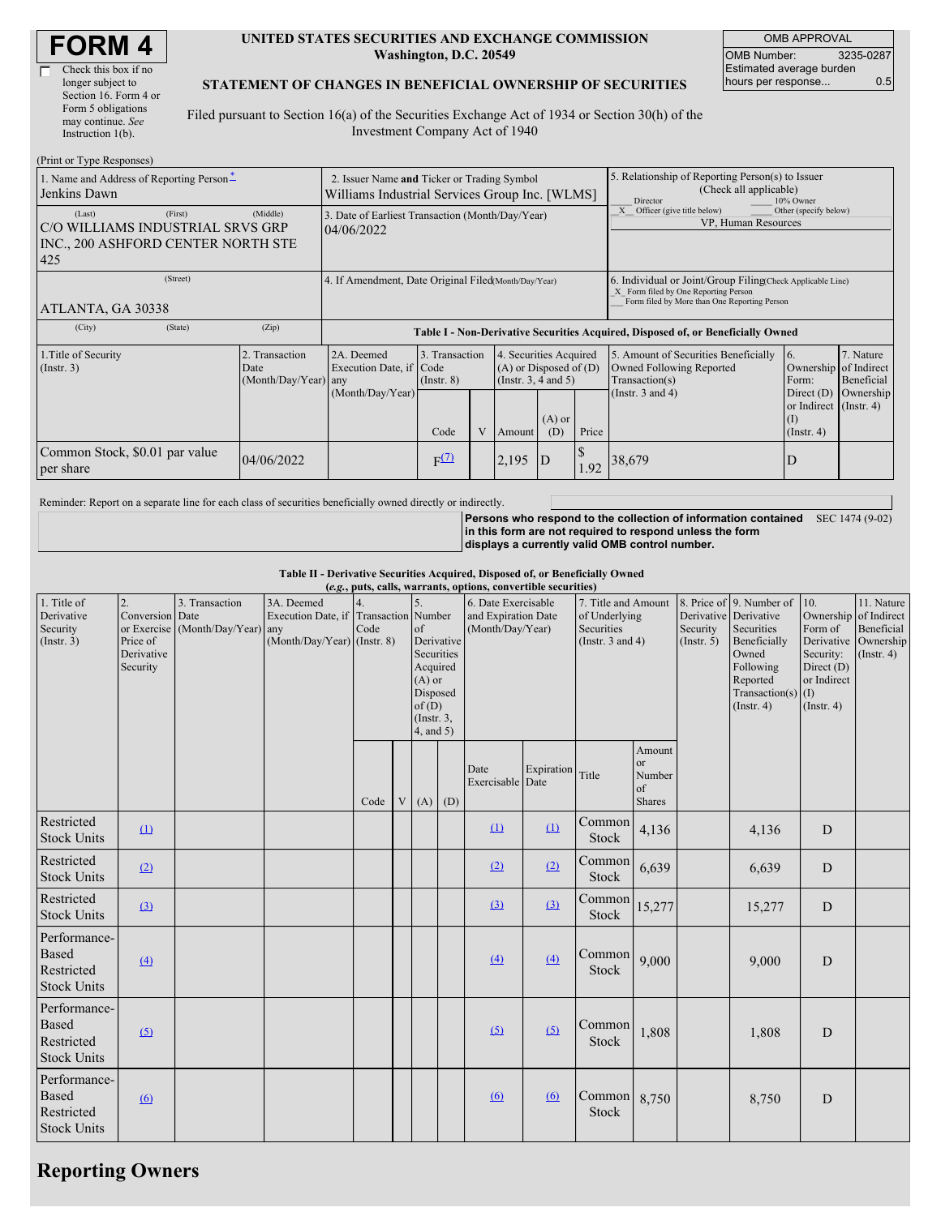# FORM 4

☐ Check this box if no longer subject to Section 16. Form 4 or Form 5 obligations may continue. *See* Instruction 1(b).

**UNITED STATES SECURITIES AND EXCHANGE COMMISSION**
**Washington, D.C. 20549**

**STATEMENT OF CHANGES IN BENEFICIAL OWNERSHIP OF SECURITIES**

Filed pursuant to Section 16(a) of the Securities Exchange Act of 1934 or Section 30(h) of the Investment Company Act of 1940

| OMB APPROVAL | |
|---|---|
| OMB Number: | 3235-0287 |
| Estimated average burden hours per response... | 0.5 |

(Print or Type Responses)

1. Name and Address of Reporting Person[*]
Jenkins Dawn

(Last) (First) (Middle)
C/O WILLIAMS INDUSTRIAL SRVS GRP INC., 200 ASHFORD CENTER NORTH STE 425

(Street)
ATLANTA, GA 30338

(City) (State) (Zip)

2. Issuer Name **and** Ticker or Trading Symbol
Williams Industrial Services Group Inc. [WLMS]

3. Date of Earliest Transaction (Month/Day/Year)
04/06/2022

4. If Amendment, Date Original Filed (Month/Day/Year)

5. Relationship of Reporting Person(s) to Issuer (Check all applicable)
___ Director ___ 10% Owner
_X_ Officer (give title below) ___ Other (specify below)
VP, Human Resources

6. Individual or Joint/Group Filing (Check Applicable Line)
_X_ Form filed by One Reporting Person
___ Form filed by More than One Reporting Person

**Table I - Non-Derivative Securities Acquired, Disposed of, or Beneficially Owned**

| 1.Title of Security (Instr. 3) | 2. Transaction Date (Month/Day/Year) | 2A. Deemed Execution Date, if any (Month/Day/Year) | 3. Transaction Code (Instr. 8) | | 4. Securities Acquired (A) or Disposed of (D) (Instr. 3, 4 and 5) | | | 5. Amount of Securities Beneficially Owned Following Reported Transaction(s) (Instr. 3 and 4) | 6. Ownership Form: Direct (D) or Indirect (I) (Instr. 4) | 7. Nature of Indirect Beneficial Ownership (Instr. 4) |
|---|---|---|---|---|---|---|---|---|---|---|
| | | | Code | V | Amount | (A) or (D) | Price | | | |
| Common Stock, $0.01 par value per share | 04/06/2022 | | F[(7)] | | 2,195 | D | $ 1.92 | 38,679 | D | |

Reminder: Report on a separate line for each class of securities beneficially owned directly or indirectly.

**Persons who respond to the collection of information contained in this form are not required to respond unless the form displays a currently valid OMB control number.** SEC 1474 (9-02)

**Table II - Derivative Securities Acquired, Disposed of, or Beneficially Owned**
***(e.g., puts, calls, warrants, options, convertible securities)***

| 1. Title of Derivative Security (Instr. 3) | 2. Conversion or Exercise Price of Derivative Security | 3. Transaction Date (Month/Day/Year) | 3A. Deemed Execution Date, if any (Month/Day/Year) | 4. Transaction Code (Instr. 8) | | 5. Number of Derivative Securities Acquired (A) or Disposed of (D) (Instr. 3, 4, and 5) | | 6. Date Exercisable and Expiration Date (Month/Day/Year) | | 7. Title and Amount of Underlying Securities (Instr. 3 and 4) | | 8. Price of Derivative Security (Instr. 5) | 9. Number of Derivative Securities Beneficially Owned Following Reported Transaction(s) (Instr. 4) | 10. Ownership Form of Derivative Security: Direct (D) or Indirect (I) (Instr. 4) | 11. Nature of Indirect Beneficial Ownership (Instr. 4) |
|---|---|---|---|---|---|---|---|---|---|---|---|---|---|---|---|
| | | | | Code | V | (A) | (D) | Date Exercisable | Expiration Date | Title | Amount or Number of Shares | | | | |
| Restricted Stock Units | [(1)] | | | | | | | [(1)] | [(1)] | Common Stock | 4,136 | | 4,136 | D | |
| Restricted Stock Units | [(2)] | | | | | | | [(2)] | [(2)] | Common Stock | 6,639 | | 6,639 | D | |
| Restricted Stock Units | [(3)] | | | | | | | [(3)] | [(3)] | Common Stock | 15,277 | | 15,277 | D | |
| Performance-Based Restricted Stock Units | [(4)] | | | | | | | [(4)] | [(4)] | Common Stock | 9,000 | | 9,000 | D | |
| Performance-Based Restricted Stock Units | [(5)] | | | | | | | [(5)] | [(5)] | Common Stock | 1,808 | | 1,808 | D | |
| Performance-Based Restricted Stock Units | [(6)] | | | | | | | [(6)] | [(6)] | Common Stock | 8,750 | | 8,750 | D | |

## Reporting Owners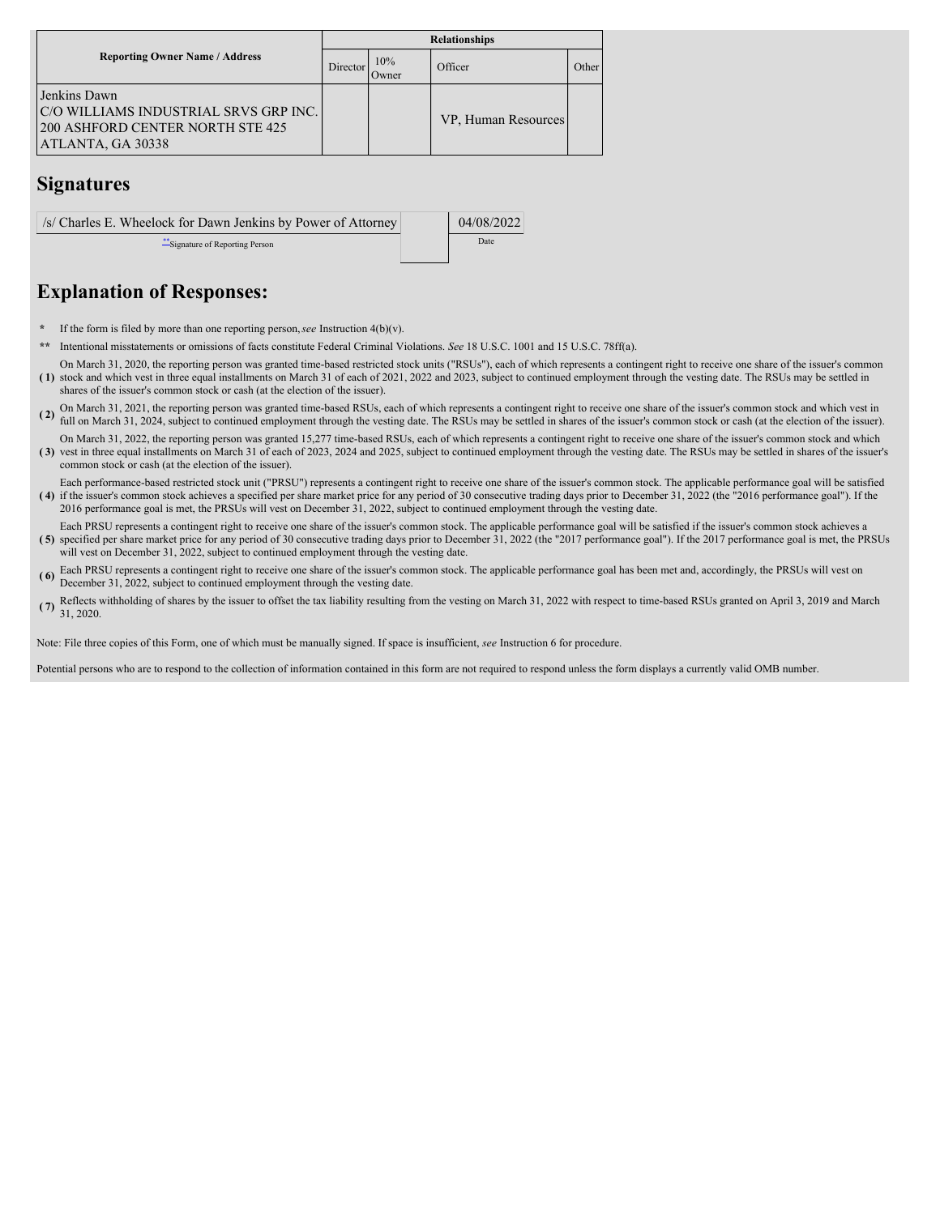| Reporting Owner Name / Address | Relationships | | | |
|---|---|---|---|---|
| | Director | 10% Owner | Officer | Other |
| Jenkins Dawn<br>C/O WILLIAMS INDUSTRIAL SRVS GRP INC.<br>200 ASHFORD CENTER NORTH STE 425<br>ATLANTA, GA 30338 | | | VP, Human Resources | |

## Signatures

| | | |
|---|---|---|
| /s/ Charles E. Wheelock for Dawn Jenkins by Power of Attorney | | 04/08/2022 |
| ** Signature of Reporting Person | | Date |

## Explanation of Responses:

- \* If the form is filed by more than one reporting person, *see* Instruction 4(b)(v).
- ** Intentional misstatements or omissions of facts constitute Federal Criminal Violations. *See* 18 U.S.C. 1001 and 15 U.S.C. 78ff(a).
- ( 1) On March 31, 2020, the reporting person was granted time-based restricted stock units ("RSUs"), each of which represents a contingent right to receive one share of the issuer's common stock and which vest in three equal installments on March 31 of each of 2021, 2022 and 2023, subject to continued employment through the vesting date. The RSUs may be settled in shares of the issuer's common stock or cash (at the election of the issuer).
- ( 2) On March 31, 2021, the reporting person was granted time-based RSUs, each of which represents a contingent right to receive one share of the issuer's common stock and which vest in full on March 31, 2024, subject to continued employment through the vesting date. The RSUs may be settled in shares of the issuer's common stock or cash (at the election of the issuer).
- ( 3) On March 31, 2022, the reporting person was granted 15,277 time-based RSUs, each of which represents a contingent right to receive one share of the issuer's common stock and which vest in three equal installments on March 31 of each of 2023, 2024 and 2025, subject to continued employment through the vesting date. The RSUs may be settled in shares of the issuer's common stock or cash (at the election of the issuer).
- ( 4) Each performance-based restricted stock unit ("PRSU") represents a contingent right to receive one share of the issuer's common stock. The applicable performance goal will be satisfied if the issuer's common stock achieves a specified per share market price for any period of 30 consecutive trading days prior to December 31, 2022 (the "2016 performance goal"). If the 2016 performance goal is met, the PRSUs will vest on December 31, 2022, subject to continued employment through the vesting date.
- ( 5) Each PRSU represents a contingent right to receive one share of the issuer's common stock. The applicable performance goal will be satisfied if the issuer's common stock achieves a specified per share market price for any period of 30 consecutive trading days prior to December 31, 2022 (the "2017 performance goal"). If the 2017 performance goal is met, the PRSUs will vest on December 31, 2022, subject to continued employment through the vesting date.
- ( 6) Each PRSU represents a contingent right to receive one share of the issuer's common stock. The applicable performance goal has been met and, accordingly, the PRSUs will vest on December 31, 2022, subject to continued employment through the vesting date.
- ( 7) Reflects withholding of shares by the issuer to offset the tax liability resulting from the vesting on March 31, 2022 with respect to time-based RSUs granted on April 3, 2019 and March 31, 2020.

Note: File three copies of this Form, one of which must be manually signed. If space is insufficient, *see* Instruction 6 for procedure.

Potential persons who are to respond to the collection of information contained in this form are not required to respond unless the form displays a currently valid OMB number.